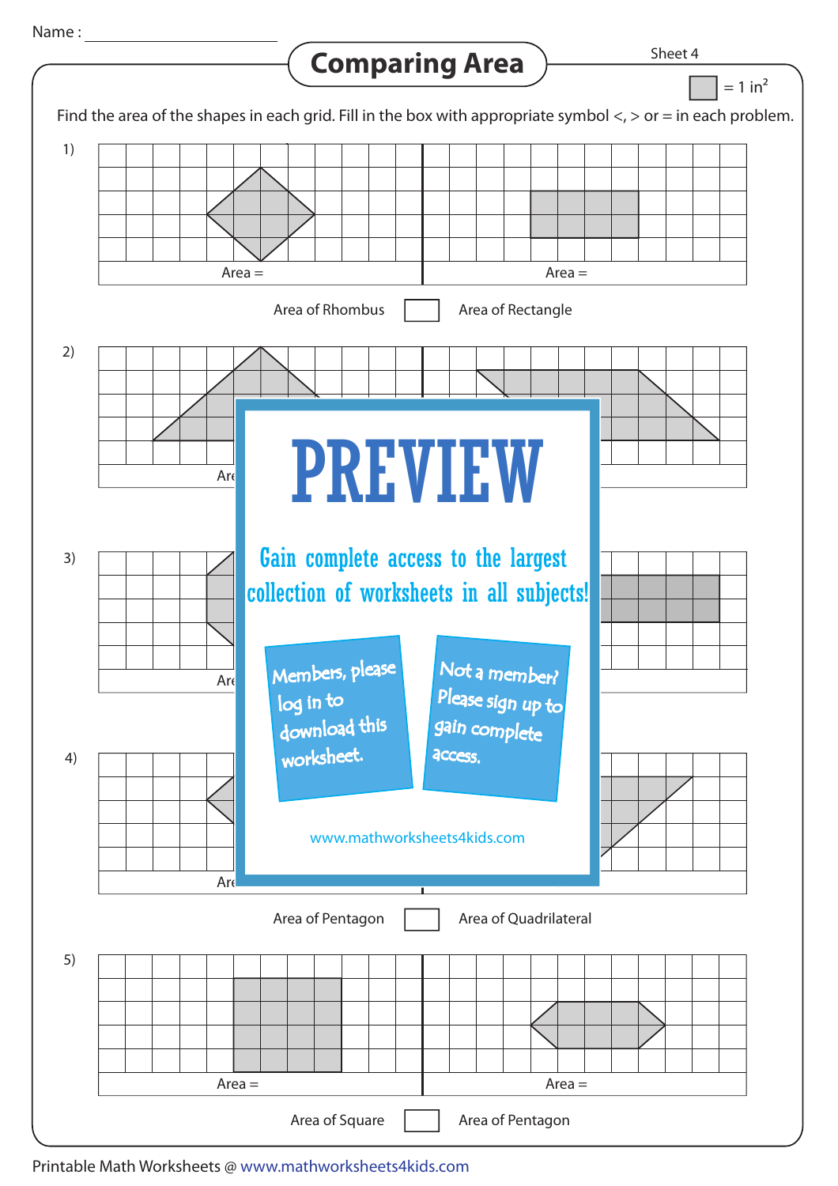Name : ____________________

# Comparing Area

Sheet 4

= 1 $in^2$

Find the area of the shapes in each grid. Fill in the box with appropriate symbol <, > or = in each problem.

1)

Area = Area =

Area of Rhombus ☐ Area of Rectangle

2)

Are

3)

Are

4)

Are

Area of Pentagon ☐ Area of Quadrilateral

5)

Area = Area =

Area of Square ☐ Area of Pentagon

PREVIEW

Gain complete access to the largest collection of worksheets in all subjects!

Members, please log in to download this worksheet.

Not a member? Please sign up to gain complete access.

www.mathworksheets4kids.com

Printable Math Worksheets @ www.mathworksheets4kids.com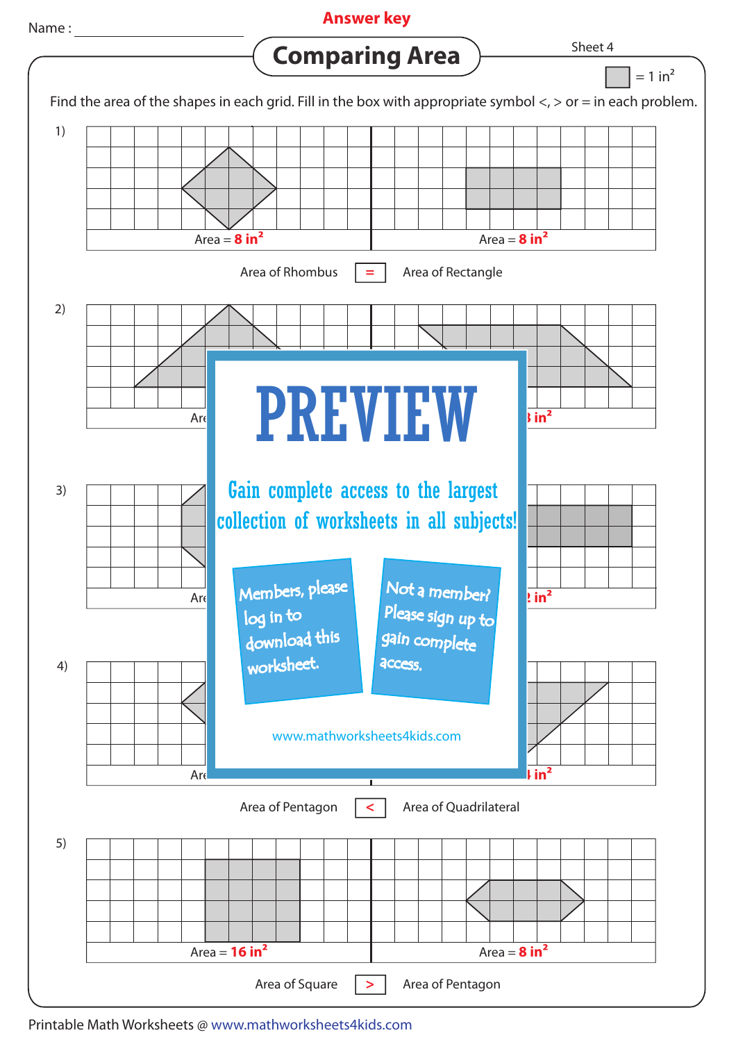Answer key

Name : ____________________

# Comparing Area

Sheet 4

= 1 $in^2$

Find the area of the shapes in each grid. Fill in the box with appropriate symbol <, > or = in each problem.

1)

Area = **8 $in^2$**

Area = **8 $in^2$**

Area of Rhombus **=** Area of Rectangle

2)

Are

$in^2$

3)

Are

$in^2$

4)

Are

$in^2$

Area of Pentagon **<** Area of Quadrilateral

5)

Area = **16 $in^2$**

Area = **8 $in^2$**

Area of Square **>** Area of Pentagon

PREVIEW

Gain complete access to the largest collection of worksheets in all subjects!

Members, please log in to download this worksheet.

Not a member? Please sign up to gain complete access.

www.mathworksheets4kids.com

Printable Math Worksheets @ www.mathworksheets4kids.com